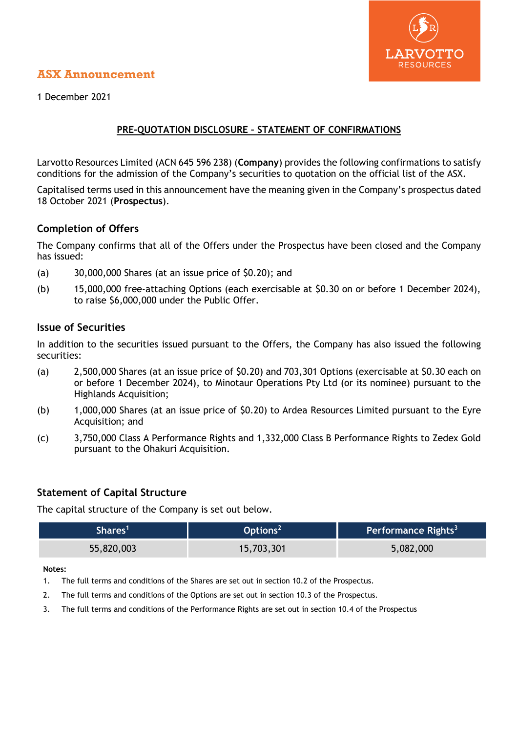LARVOTTO RESOURCES

# ASX Announcement

1 December 2021

## PRE-QUOTATION DISCLOSURE – STATEMENT OF CONFIRMATIONS

Larvotto Resources Limited (ACN 645 596 238) (**Company**) provides the following confirmations to satisfy conditions for the admission of the Company's securities to quotation on the official list of the ASX.

Capitalised terms used in this announcement have the meaning given in the Company's prospectus dated 18 October 2021 (**Prospectus**).

### Completion of Offers

The Company confirms that all of the Offers under the Prospectus have been closed and the Company has issued:

(a) 30,000,000 Shares (at an issue price of $0.20); and

(b) 15,000,000 free-attaching Options (each exercisable at $0.30 on or before 1 December 2024), to raise $6,000,000 under the Public Offer.

### Issue of Securities

In addition to the securities issued pursuant to the Offers, the Company has also issued the following securities:

(a) 2,500,000 Shares (at an issue price of $0.20) and 703,301 Options (exercisable at $0.30 each on or before 1 December 2024), to Minotaur Operations Pty Ltd (or its nominee) pursuant to the Highlands Acquisition;

(b) 1,000,000 Shares (at an issue price of $0.20) to Ardea Resources Limited pursuant to the Eyre Acquisition; and

(c) 3,750,000 Class A Performance Rights and 1,332,000 Class B Performance Rights to Zedex Gold pursuant to the Ohakuri Acquisition.

### Statement of Capital Structure

The capital structure of the Company is set out below.

| Shares[1] | Options[2] | Performance Rights[3] |
|---|---|---|
| 55,820,003 | 15,703,301 | 5,082,000 |

**Notes:**

1. The full terms and conditions of the Shares are set out in section 10.2 of the Prospectus.
2. The full terms and conditions of the Options are set out in section 10.3 of the Prospectus.
3. The full terms and conditions of the Performance Rights are set out in section 10.4 of the Prospectus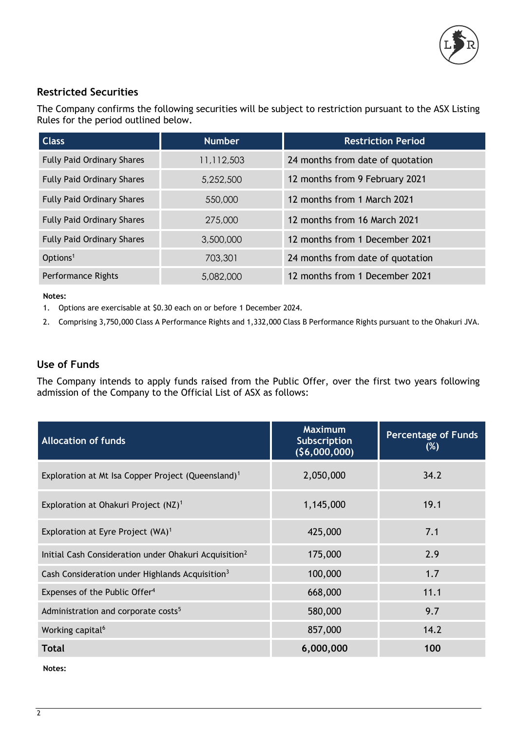## Restricted Securities

The Company confirms the following securities will be subject to restriction pursuant to the ASX Listing Rules for the period outlined below.

| Class | Number | Restriction Period |
|---|---|---|
| Fully Paid Ordinary Shares | 11,112,503 | 24 months from date of quotation |
| Fully Paid Ordinary Shares | 5,252,500 | 12 months from 9 February 2021 |
| Fully Paid Ordinary Shares | 550,000 | 12 months from 1 March 2021 |
| Fully Paid Ordinary Shares | 275,000 | 12 months from 16 March 2021 |
| Fully Paid Ordinary Shares | 3,500,000 | 12 months from 1 December 2021 |
| Options[1] | 703,301 | 24 months from date of quotation |
| Performance Rights | 5,082,000 | 12 months from 1 December 2021 |

**Notes:**

1. Options are exercisable at $0.30 each on or before 1 December 2024.
2. Comprising 3,750,000 Class A Performance Rights and 1,332,000 Class B Performance Rights pursuant to the Ohakuri JVA.

## Use of Funds

The Company intends to apply funds raised from the Public Offer, over the first two years following admission of the Company to the Official List of ASX as follows:

| Allocation of funds | Maximum Subscription ($6,000,000) | Percentage of Funds (%) |
|---|---|---|
| Exploration at Mt Isa Copper Project (Queensland)[1] | 2,050,000 | 34.2 |
| Exploration at Ohakuri Project (NZ)[1] | 1,145,000 | 19.1 |
| Exploration at Eyre Project (WA)[1] | 425,000 | 7.1 |
| Initial Cash Consideration under Ohakuri Acquisition[2] | 175,000 | 2.9 |
| Cash Consideration under Highlands Acquisition[3] | 100,000 | 1.7 |
| Expenses of the Public Offer[4] | 668,000 | 11.1 |
| Administration and corporate costs[5] | 580,000 | 9.7 |
| Working capital[6] | 857,000 | 14.2 |
| **Total** | **6,000,000** | **100** |

**Notes:**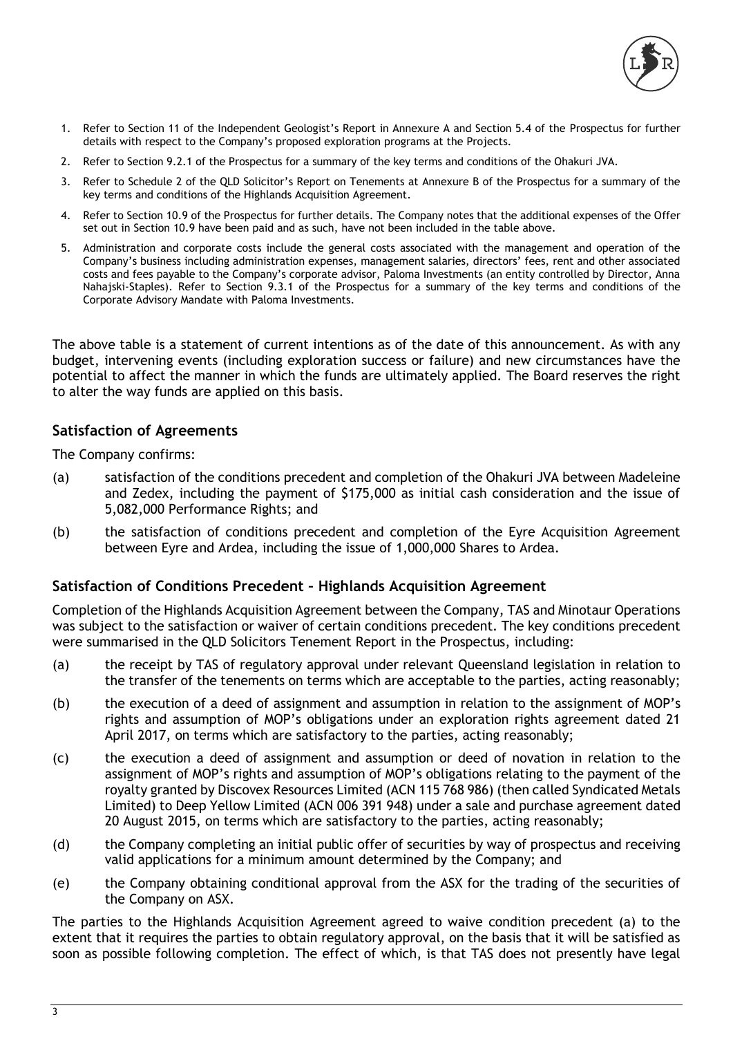1. Refer to Section 11 of the Independent Geologist's Report in Annexure A and Section 5.4 of the Prospectus for further details with respect to the Company's proposed exploration programs at the Projects.
2. Refer to Section 9.2.1 of the Prospectus for a summary of the key terms and conditions of the Ohakuri JVA.
3. Refer to Schedule 2 of the QLD Solicitor's Report on Tenements at Annexure B of the Prospectus for a summary of the key terms and conditions of the Highlands Acquisition Agreement.
4. Refer to Section 10.9 of the Prospectus for further details. The Company notes that the additional expenses of the Offer set out in Section 10.9 have been paid and as such, have not been included in the table above.
5. Administration and corporate costs include the general costs associated with the management and operation of the Company's business including administration expenses, management salaries, directors' fees, rent and other associated costs and fees payable to the Company's corporate advisor, Paloma Investments (an entity controlled by Director, Anna Nahajski-Staples). Refer to Section 9.3.1 of the Prospectus for a summary of the key terms and conditions of the Corporate Advisory Mandate with Paloma Investments.

The above table is a statement of current intentions as of the date of this announcement. As with any budget, intervening events (including exploration success or failure) and new circumstances have the potential to affect the manner in which the funds are ultimately applied. The Board reserves the right to alter the way funds are applied on this basis.

## Satisfaction of Agreements

The Company confirms:

(a) satisfaction of the conditions precedent and completion of the Ohakuri JVA between Madeleine and Zedex, including the payment of $175,000 as initial cash consideration and the issue of 5,082,000 Performance Rights; and

(b) the satisfaction of conditions precedent and completion of the Eyre Acquisition Agreement between Eyre and Ardea, including the issue of 1,000,000 Shares to Ardea.

## Satisfaction of Conditions Precedent – Highlands Acquisition Agreement

Completion of the Highlands Acquisition Agreement between the Company, TAS and Minotaur Operations was subject to the satisfaction or waiver of certain conditions precedent. The key conditions precedent were summarised in the QLD Solicitors Tenement Report in the Prospectus, including:

(a) the receipt by TAS of regulatory approval under relevant Queensland legislation in relation to the transfer of the tenements on terms which are acceptable to the parties, acting reasonably;

(b) the execution of a deed of assignment and assumption in relation to the assignment of MOP's rights and assumption of MOP's obligations under an exploration rights agreement dated 21 April 2017, on terms which are satisfactory to the parties, acting reasonably;

(c) the execution a deed of assignment and assumption or deed of novation in relation to the assignment of MOP's rights and assumption of MOP's obligations relating to the payment of the royalty granted by Discovex Resources Limited (ACN 115 768 986) (then called Syndicated Metals Limited) to Deep Yellow Limited (ACN 006 391 948) under a sale and purchase agreement dated 20 August 2015, on terms which are satisfactory to the parties, acting reasonably;

(d) the Company completing an initial public offer of securities by way of prospectus and receiving valid applications for a minimum amount determined by the Company; and

(e) the Company obtaining conditional approval from the ASX for the trading of the securities of the Company on ASX.

The parties to the Highlands Acquisition Agreement agreed to waive condition precedent (a) to the extent that it requires the parties to obtain regulatory approval, on the basis that it will be satisfied as soon as possible following completion. The effect of which, is that TAS does not presently have legal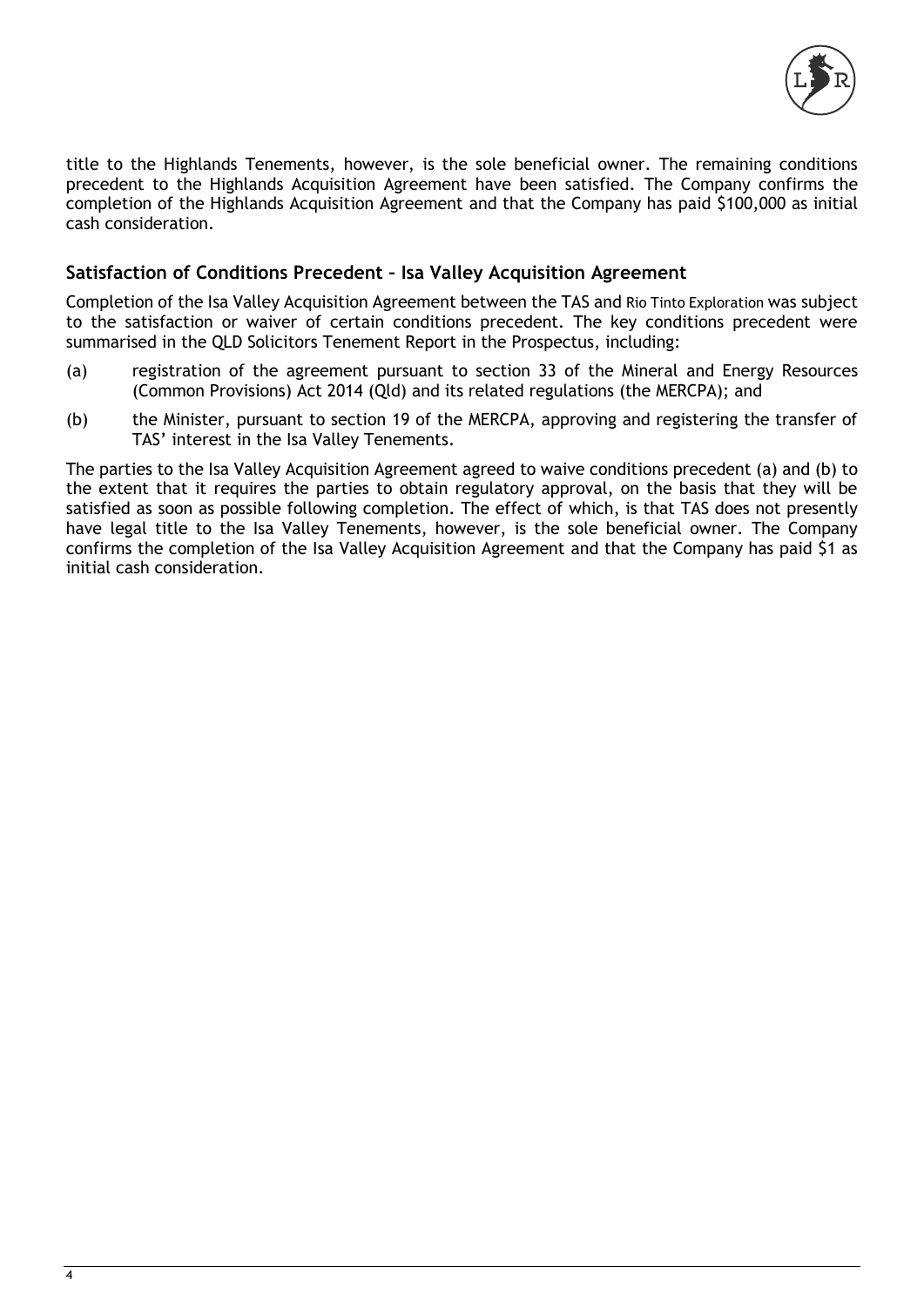title to the Highlands Tenements, however, is the sole beneficial owner. The remaining conditions precedent to the Highlands Acquisition Agreement have been satisfied. The Company confirms the completion of the Highlands Acquisition Agreement and that the Company has paid $100,000 as initial cash consideration.

## Satisfaction of Conditions Precedent – Isa Valley Acquisition Agreement

Completion of the Isa Valley Acquisition Agreement between the TAS and Rio Tinto Exploration was subject to the satisfaction or waiver of certain conditions precedent. The key conditions precedent were summarised in the QLD Solicitors Tenement Report in the Prospectus, including:

(a) registration of the agreement pursuant to section 33 of the Mineral and Energy Resources (Common Provisions) Act 2014 (Qld) and its related regulations (the MERCPA); and

(b) the Minister, pursuant to section 19 of the MERCPA, approving and registering the transfer of TAS' interest in the Isa Valley Tenements.

The parties to the Isa Valley Acquisition Agreement agreed to waive conditions precedent (a) and (b) to the extent that it requires the parties to obtain regulatory approval, on the basis that they will be satisfied as soon as possible following completion. The effect of which, is that TAS does not presently have legal title to the Isa Valley Tenements, however, is the sole beneficial owner. The Company confirms the completion of the Isa Valley Acquisition Agreement and that the Company has paid $1 as initial cash consideration.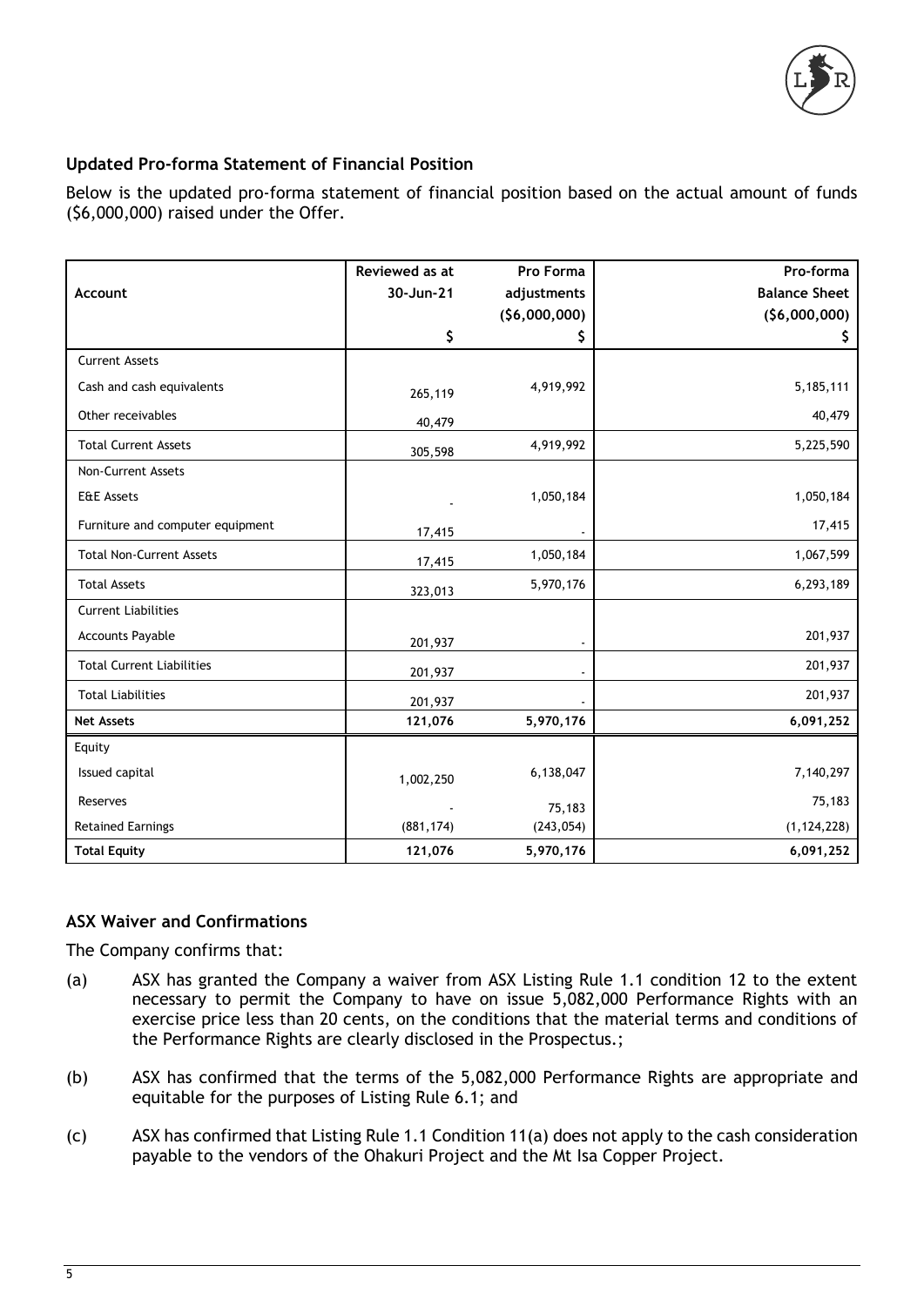### Updated Pro-forma Statement of Financial Position

Below is the updated pro-forma statement of financial position based on the actual amount of funds ($6,000,000) raised under the Offer.

| Account | Reviewed as at 30-Jun-21 $ | Pro Forma adjustments ($6,000,000) $ | Pro-forma Balance Sheet ($6,000,000) $ |
|---|---|---|---|
| Current Assets | | | |
| Cash and cash equivalents | 265,119 | 4,919,992 | 5,185,111 |
| Other receivables | 40,479 | | 40,479 |
| Total Current Assets | 305,598 | 4,919,992 | 5,225,590 |
| Non-Current Assets | | | |
| E&E Assets | - | 1,050,184 | 1,050,184 |
| Furniture and computer equipment | 17,415 | - | 17,415 |
| Total Non-Current Assets | 17,415 | 1,050,184 | 1,067,599 |
| Total Assets | 323,013 | 5,970,176 | 6,293,189 |
| Current Liabilities | | | |
| Accounts Payable | 201,937 | - | 201,937 |
| Total Current Liabilities | 201,937 | - | 201,937 |
| Total Liabilities | 201,937 | - | 201,937 |
| **Net Assets** | **121,076** | **5,970,176** | **6,091,252** |
| Equity | | | |
| Issued capital | 1,002,250 | 6,138,047 | 7,140,297 |
| Reserves | - | 75,183 | 75,183 |
| Retained Earnings | (881,174) | (243,054) | (1,124,228) |
| **Total Equity** | **121,076** | **5,970,176** | **6,091,252** |

### ASX Waiver and Confirmations

The Company confirms that:

(a) ASX has granted the Company a waiver from ASX Listing Rule 1.1 condition 12 to the extent necessary to permit the Company to have on issue 5,082,000 Performance Rights with an exercise price less than 20 cents, on the conditions that the material terms and conditions of the Performance Rights are clearly disclosed in the Prospectus.;

(b) ASX has confirmed that the terms of the 5,082,000 Performance Rights are appropriate and equitable for the purposes of Listing Rule 6.1; and

(c) ASX has confirmed that Listing Rule 1.1 Condition 11(a) does not apply to the cash consideration payable to the vendors of the Ohakuri Project and the Mt Isa Copper Project.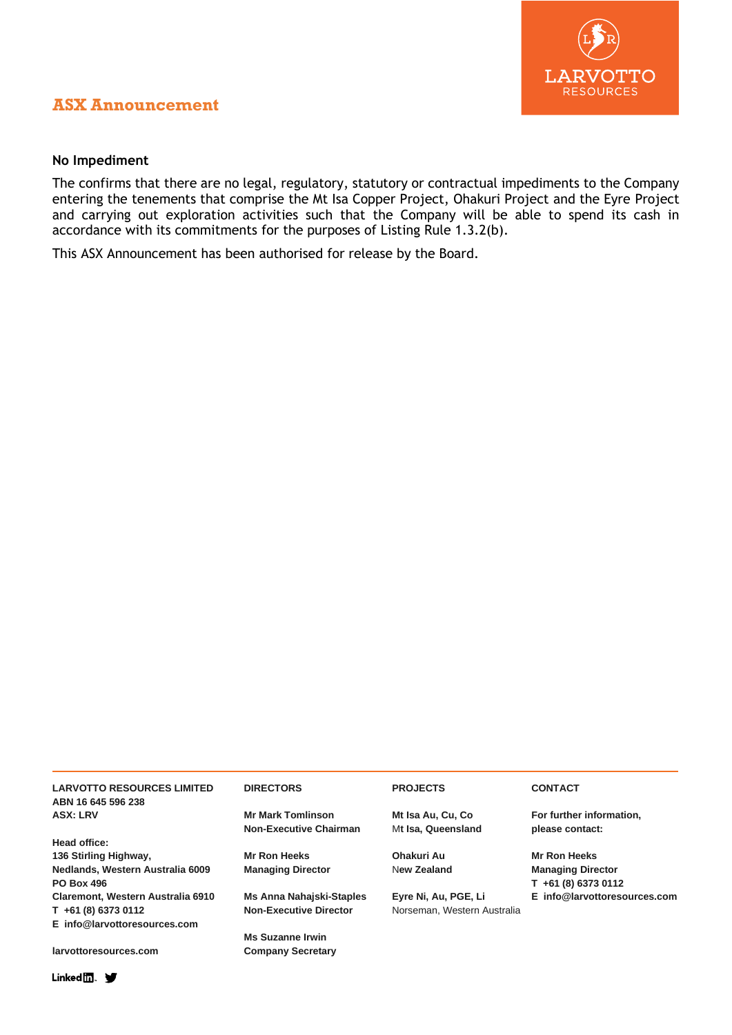## ASX Announcement

**No Impediment**

The confirms that there are no legal, regulatory, statutory or contractual impediments to the Company entering the tenements that comprise the Mt Isa Copper Project, Ohakuri Project and the Eyre Project and carrying out exploration activities such that the Company will be able to spend its cash in accordance with its commitments for the purposes of Listing Rule 1.3.2(b).

This ASX Announcement has been authorised for release by the Board.

**LARVOTTO RESOURCES LIMITED**
**ABN 16 645 596 238**
**ASX: LRV**

**Head office:**
**136 Stirling Highway,**
**Nedlands, Western Australia 6009**
**PO Box 496**
**Claremont, Western Australia 6910**
**T +61 (8) 6373 0112**
**E info@larvottoresources.com**

**larvottoresources.com**

**DIRECTORS**

**Mr Mark Tomlinson**
**Non-Executive Chairman**

**Mr Ron Heeks**
**Managing Director**

**Ms Anna Nahajski-Staples**
**Non-Executive Director**

**Ms Suzanne Irwin**
**Company Secretary**

**PROJECTS**

**Mt Isa Au, Cu, Co**
**Mt Isa, Queensland**

**Ohakuri Au**
**New Zealand**

**Eyre Ni, Au, PGE, Li**
Norseman, Western Australia

**CONTACT**

**For further information, please contact:**

**Mr Ron Heeks**
**Managing Director**
**T +61 (8) 6373 0112**
**E info@larvottoresources.com**